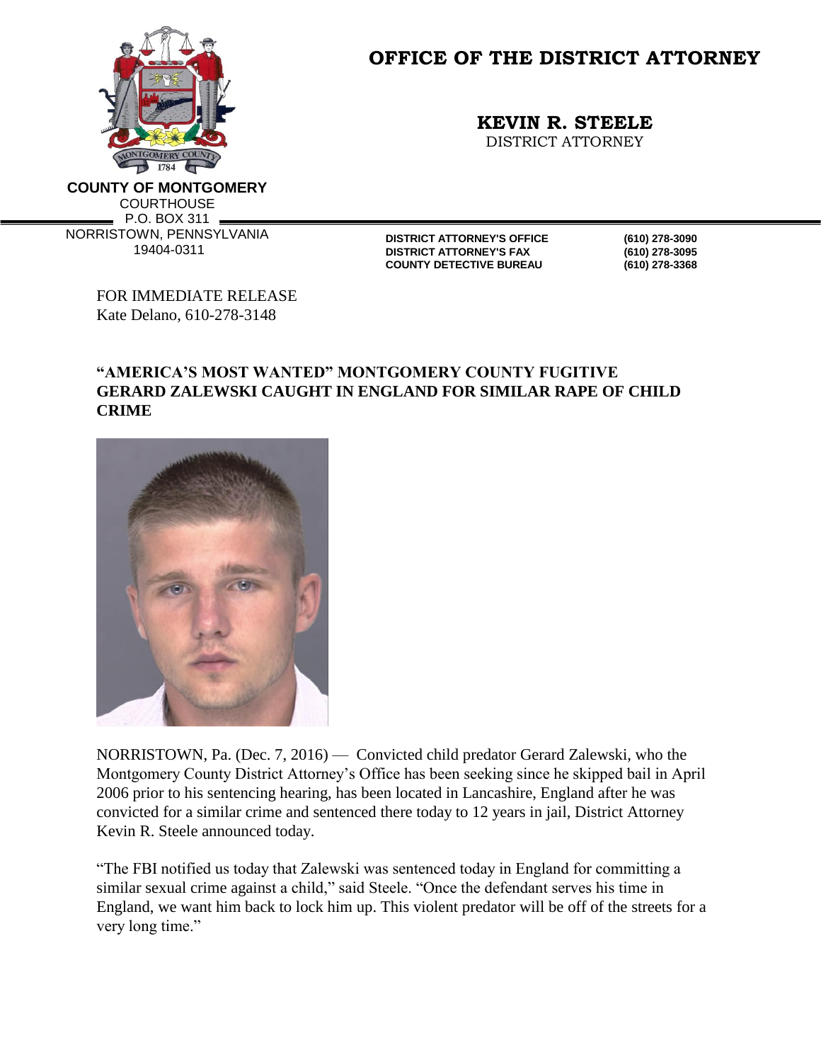# OFFICE OF THE DISTRICT ATTORNEY

**KEVIN R. STEELE**
DISTRICT ATTORNEY

**COUNTY OF MONTGOMERY**
COURTHOUSE
P.O. BOX 311
NORRISTOWN, PENNSYLVANIA
19404-0311

| | |
|---|---|
| **DISTRICT ATTORNEY'S OFFICE** | **(610) 278-3090** |
| **DISTRICT ATTORNEY'S FAX** | **(610) 278-3095** |
| **COUNTY DETECTIVE BUREAU** | **(610) 278-3368** |

FOR IMMEDIATE RELEASE
Kate Delano, 610-278-3148

## "AMERICA'S MOST WANTED" MONTGOMERY COUNTY FUGITIVE GERARD ZALEWSKI CAUGHT IN ENGLAND FOR SIMILAR RAPE OF CHILD CRIME

NORRISTOWN, Pa. (Dec. 7, 2016) — Convicted child predator Gerard Zalewski, who the Montgomery County District Attorney's Office has been seeking since he skipped bail in April 2006 prior to his sentencing hearing, has been located in Lancashire, England after he was convicted for a similar crime and sentenced there today to 12 years in jail, District Attorney Kevin R. Steele announced today.

"The FBI notified us today that Zalewski was sentenced today in England for committing a similar sexual crime against a child," said Steele. "Once the defendant serves his time in England, we want him back to lock him up. This violent predator will be off of the streets for a very long time."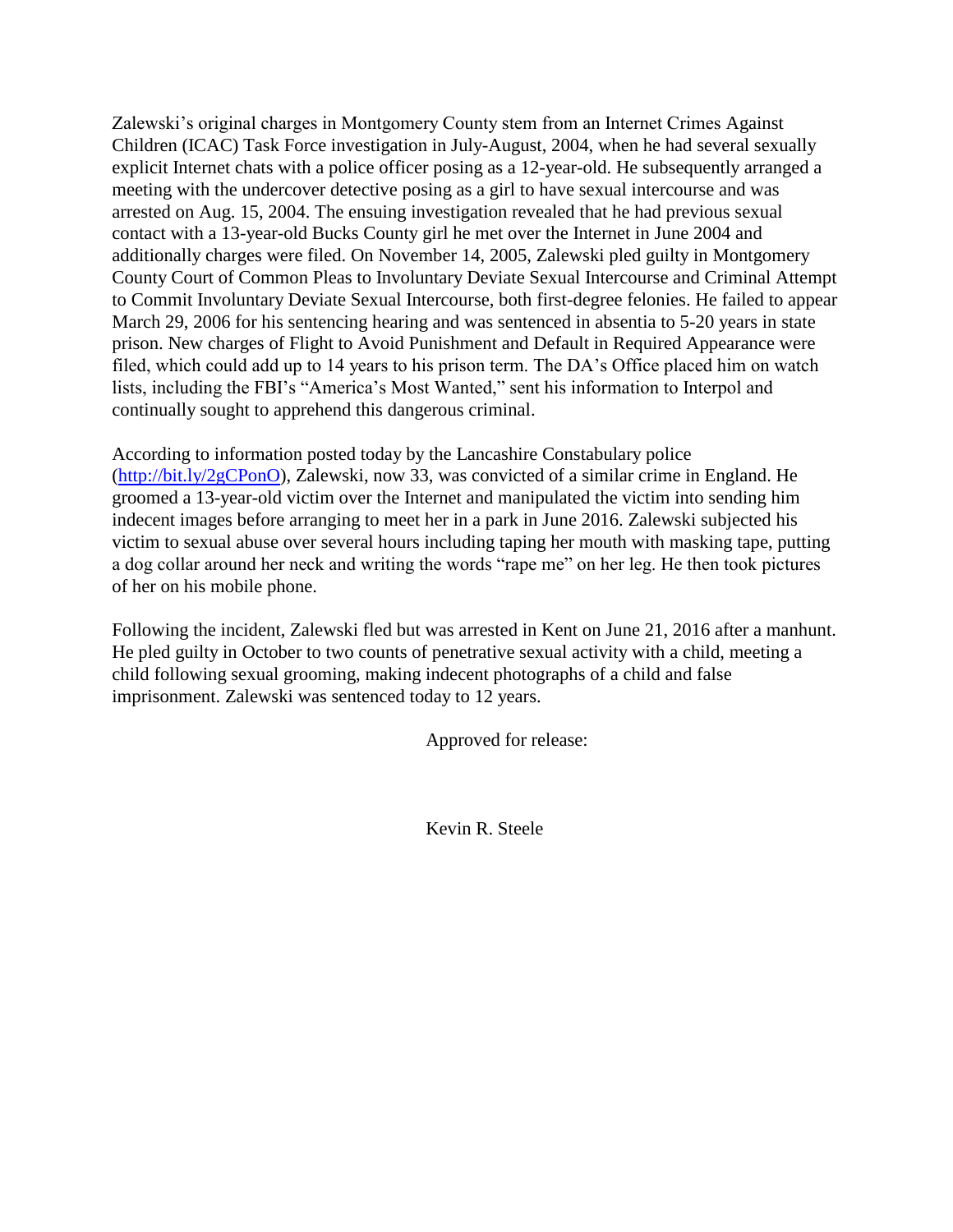Zalewski's original charges in Montgomery County stem from an Internet Crimes Against Children (ICAC) Task Force investigation in July-August, 2004, when he had several sexually explicit Internet chats with a police officer posing as a 12-year-old. He subsequently arranged a meeting with the undercover detective posing as a girl to have sexual intercourse and was arrested on Aug. 15, 2004. The ensuing investigation revealed that he had previous sexual contact with a 13-year-old Bucks County girl he met over the Internet in June 2004 and additionally charges were filed. On November 14, 2005, Zalewski pled guilty in Montgomery County Court of Common Pleas to Involuntary Deviate Sexual Intercourse and Criminal Attempt to Commit Involuntary Deviate Sexual Intercourse, both first-degree felonies. He failed to appear March 29, 2006 for his sentencing hearing and was sentenced in absentia to 5-20 years in state prison. New charges of Flight to Avoid Punishment and Default in Required Appearance were filed, which could add up to 14 years to his prison term. The DA's Office placed him on watch lists, including the FBI's "America's Most Wanted," sent his information to Interpol and continually sought to apprehend this dangerous criminal.

According to information posted today by the Lancashire Constabulary police (http://bit.ly/2gCPonO), Zalewski, now 33, was convicted of a similar crime in England. He groomed a 13-year-old victim over the Internet and manipulated the victim into sending him indecent images before arranging to meet her in a park in June 2016. Zalewski subjected his victim to sexual abuse over several hours including taping her mouth with masking tape, putting a dog collar around her neck and writing the words "rape me" on her leg. He then took pictures of her on his mobile phone.

Following the incident, Zalewski fled but was arrested in Kent on June 21, 2016 after a manhunt. He pled guilty in October to two counts of penetrative sexual activity with a child, meeting a child following sexual grooming, making indecent photographs of a child and false imprisonment. Zalewski was sentenced today to 12 years.

Approved for release:

Kevin R. Steele